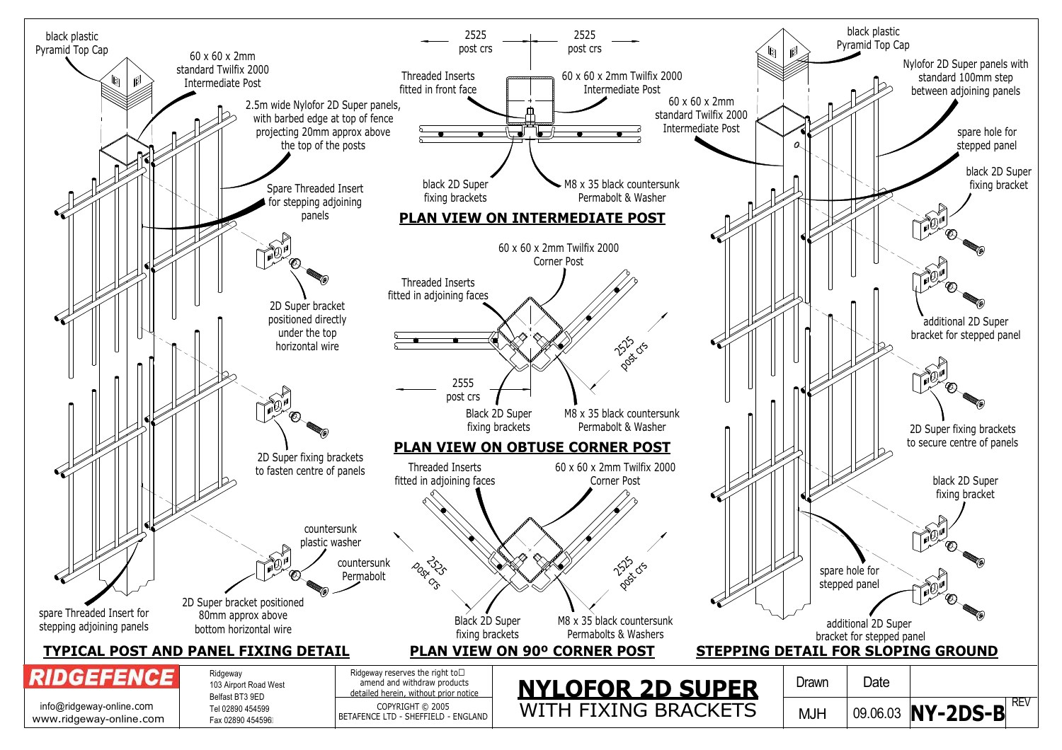## TYPICAL POST AND PANEL FIXING DETAIL

black plastic Pyramid Top Cap

60 x 60 x 2mm standard Twilfix 2000 Intermediate Post

2.5m wide Nylofor 2D Super panels, with barbed edge at top of fence projecting 20mm approx above the top of the posts

Spare Threaded Insert for stepping adjoining panels

2D Super bracket positioned directly under the top horizontal wire

2D Super fixing brackets to fasten centre of panels

countersunk plastic washer

countersunk Permabolt

2D Super bracket positioned 80mm approx above bottom horizontal wire

spare Threaded Insert for stepping adjoining panels

## PLAN VIEW ON INTERMEDIATE POST

2525 post crs

2525 post crs

Threaded Inserts fitted in front face

60 x 60 x 2mm Twilfix 2000 Intermediate Post

black 2D Super fixing brackets

M8 x 35 black countersunk Permabolt & Washer

## PLAN VIEW ON OBTUSE CORNER POST

60 x 60 x 2mm Twilfix 2000 Corner Post

Threaded Inserts fitted in adjoining faces

2525 post crs

2555 post crs

Black 2D Super fixing brackets

M8 x 35 black countersunk Permabolt & Washer

## PLAN VIEW ON 90º CORNER POST

Threaded Inserts fitted in adjoining faces

60 x 60 x 2mm Twilfix 2000 Corner Post

2525 post crs

2525 post crs

Black 2D Super fixing brackets

M8 x 35 black countersunk Permabolts & Washers

## STEPPING DETAIL FOR SLOPING GROUND

black plastic Pyramid Top Cap

Nylofor 2D Super panels with standard 100mm step between adjoining panels

60 x 60 x 2mm standard Twilfix 2000 Intermediate Post

spare hole for stepped panel

black 2D Super fixing bracket

additional 2D Super bracket for stepped panel

2D Super fixing brackets to secure centre of panels

black 2D Super fixing bracket

spare hole for stepped panel

additional 2D Super bracket for stepped panel

---

**RIDGEFENCE**

info@ridgeway-online.com
www.ridgeway-online.com

Ridgeway
103 Airport Road West
Belfast BT3 9ED
Tel 02890 454599
Fax 02890 454596

Ridgeway reserves the right to amend and withdraw products detailed herein, without prior notice

COPYRIGHT © 2005
BETAFENCE LTD - SHEFFIELD - ENGLAND

# NYLOFOR 2D SUPER
WITH FIXING BRACKETS

| Drawn | Date | | |
|---|---|---|---|
| MJH | 09.06.03 | NY-2DS-B | REV |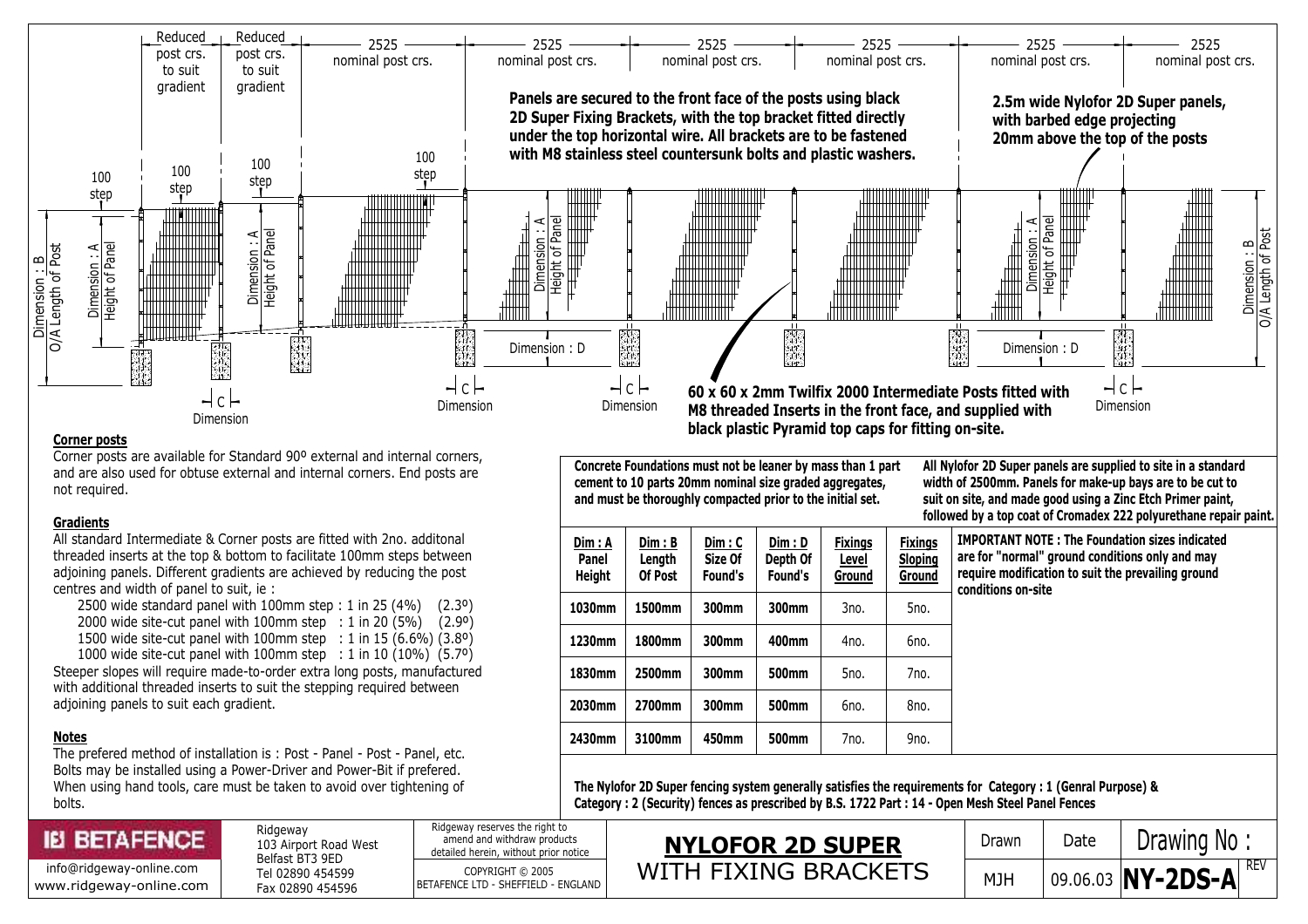Reduced post crs. to suit gradient

Reduced post crs. to suit gradient

2525 nominal post crs.

2525 nominal post crs.

2525 nominal post crs.

2525 nominal post crs.

2525 nominal post crs.

2525 nominal post crs.

**Panels are secured to the front face of the posts using black 2D Super Fixing Brackets, with the top bracket fitted directly under the top horizontal wire. All brackets are to be fastened with M8 stainless steel countersunk bolts and plastic washers.**

**2.5m wide Nylofor 2D Super panels, with barbed edge projecting 20mm above the top of the posts**

100 step

100 step

100 step

100 step

Dimension : B O/A Length of Post

Dimension : A Height of Panel

Dimension : D

C Dimension

**60 x 60 x 2mm Twilfix 2000 Intermediate Posts fitted with M8 threaded Inserts in the front face, and supplied with black plastic Pyramid top caps for fitting on-site.**

## Corner posts

Corner posts are available for Standard 90º external and internal corners, and are also used for obtuse external and internal corners. End posts are not required.

## Gradients

All standard Intermediate & Corner posts are fitted with 2no. additonal threaded inserts at the top & bottom to facilitate 100mm steps between adjoining panels. Different gradients are achieved by reducing the post centres and width of panel to suit, ie :

2500 wide standard panel with 100mm step : 1 in 25 (4%) (2.3º)
2000 wide site-cut panel with 100mm step : 1 in 20 (5%) (2.9º)
1500 wide site-cut panel with 100mm step : 1 in 15 (6.6%) (3.8º)
1000 wide site-cut panel with 100mm step : 1 in 10 (10%) (5.7º)

Steeper slopes will require made-to-order extra long posts, manufactured with additional threaded inserts to suit the stepping required between adjoining panels to suit each gradient.

## Notes

The prefered method of installation is : Post - Panel - Post - Panel, etc.
Bolts may be installed using a Power-Driver and Power-Bit if prefered.
When using hand tools, care must be taken to avoid over tightening of bolts.

**Concrete Foundations must not be leaner by mass than 1 part cement to 10 parts 20mm nominal size graded aggregates, and must be thoroughly compacted prior to the initial set.**

**All Nylofor 2D Super panels are supplied to site in a standard width of 2500mm. Panels for make-up bays are to be cut to suit on site, and made good using a Zinc Etch Primer paint, followed by a top coat of Cromadex 222 polyurethane repair paint.**

| Dim : A Panel Height | Dim : B Length Of Post | Dim : C Size Of Found's | Dim : D Depth Of Found's | Fixings Level Ground | Fixings Sloping Ground |
|---|---|---|---|---|---|
| **1030mm** | **1500mm** | **300mm** | **300mm** | 3no. | 5no. |
| **1230mm** | **1800mm** | **300mm** | **400mm** | 4no. | 6no. |
| **1830mm** | **2500mm** | **300mm** | **500mm** | 5no. | 7no. |
| **2030mm** | **2700mm** | **300mm** | **500mm** | 6no. | 8no. |
| **2430mm** | **3100mm** | **450mm** | **500mm** | 7no. | 9no. |

**IMPORTANT NOTE : The Foundation sizes indicated are for "normal" ground conditions only and may require modification to suit the prevailing ground conditions on-site**

**The Nylofor 2D Super fencing system generally satisfies the requirements for Category : 1 (Genral Purpose) & Category : 2 (Security) fences as prescribed by B.S. 1722 Part : 14 - Open Mesh Steel Panel Fences**

BETAFENCE
info@ridgeway-online.com
www.ridgeway-online.com

Ridgeway
103 Airport Road West
Belfast BT3 9ED
Tel 02890 454599
Fax 02890 454596

Ridgeway reserves the right to amend and withdraw products detailed herein, without prior notice

COPYRIGHT © 2005
BETAFENCE LTD - SHEFFIELD - ENGLAND

**NYLOFOR 2D SUPER**
WITH FIXING BRACKETS

| Drawn | Date | Drawing No : | REV |
|---|---|---|---|
| MJH | 09.06.03 | **NY-2DS-A** | |